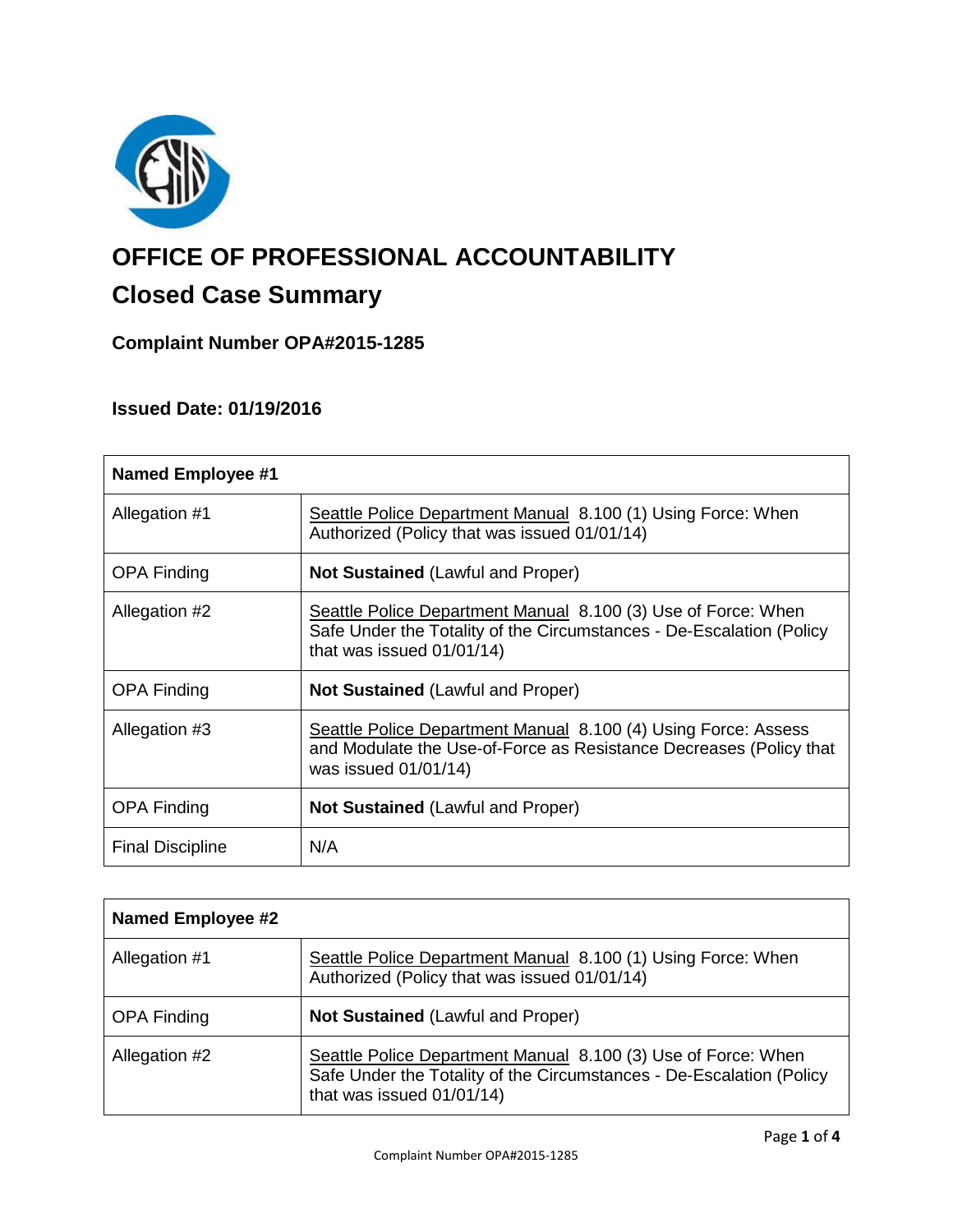# OFFICE OF PROFESSIONAL ACCOUNTABILITY

## Closed Case Summary

### Complaint Number OPA#2015-1285

### Issued Date: 01/19/2016

| **Named Employee #1** | |
|---|---|
| Allegation #1 | Seattle Police Department Manual 8.100 (1) Using Force: When Authorized (Policy that was issued 01/01/14) |
| OPA Finding | **Not Sustained** (Lawful and Proper) |
| Allegation #2 | Seattle Police Department Manual 8.100 (3) Use of Force: When Safe Under the Totality of the Circumstances - De-Escalation (Policy that was issued 01/01/14) |
| OPA Finding | **Not Sustained** (Lawful and Proper) |
| Allegation #3 | Seattle Police Department Manual 8.100 (4) Using Force: Assess and Modulate the Use-of-Force as Resistance Decreases (Policy that was issued 01/01/14) |
| OPA Finding | **Not Sustained** (Lawful and Proper) |
| Final Discipline | N/A |

| **Named Employee #2** | |
|---|---|
| Allegation #1 | Seattle Police Department Manual 8.100 (1) Using Force: When Authorized (Policy that was issued 01/01/14) |
| OPA Finding | **Not Sustained** (Lawful and Proper) |
| Allegation #2 | Seattle Police Department Manual 8.100 (3) Use of Force: When Safe Under the Totality of the Circumstances - De-Escalation (Policy that was issued 01/01/14) |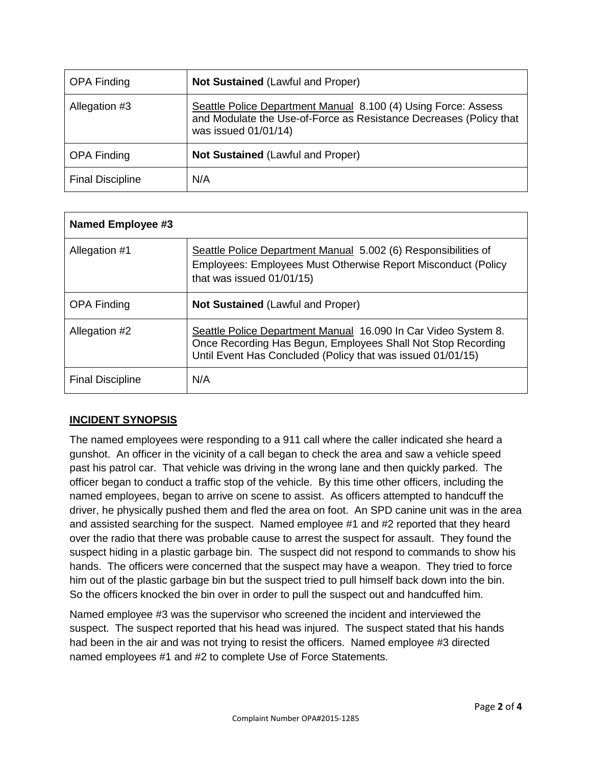| OPA Finding | **Not Sustained** (Lawful and Proper) |
|---|---|
| Allegation #3 | Seattle Police Department Manual 8.100 (4) Using Force: Assess and Modulate the Use-of-Force as Resistance Decreases (Policy that was issued 01/01/14) |
| OPA Finding | **Not Sustained** (Lawful and Proper) |
| Final Discipline | N/A |

| **Named Employee #3** | |
|---|---|
| Allegation #1 | Seattle Police Department Manual 5.002 (6) Responsibilities of Employees: Employees Must Otherwise Report Misconduct (Policy that was issued 01/01/15) |
| OPA Finding | **Not Sustained** (Lawful and Proper) |
| Allegation #2 | Seattle Police Department Manual 16.090 In Car Video System 8. Once Recording Has Begun, Employees Shall Not Stop Recording Until Event Has Concluded (Policy that was issued 01/01/15) |
| Final Discipline | N/A |

## INCIDENT SYNOPSIS

The named employees were responding to a 911 call where the caller indicated she heard a gunshot. An officer in the vicinity of a call began to check the area and saw a vehicle speed past his patrol car. That vehicle was driving in the wrong lane and then quickly parked. The officer began to conduct a traffic stop of the vehicle. By this time other officers, including the named employees, began to arrive on scene to assist. As officers attempted to handcuff the driver, he physically pushed them and fled the area on foot. An SPD canine unit was in the area and assisted searching for the suspect. Named employee #1 and #2 reported that they heard over the radio that there was probable cause to arrest the suspect for assault. They found the suspect hiding in a plastic garbage bin. The suspect did not respond to commands to show his hands. The officers were concerned that the suspect may have a weapon. They tried to force him out of the plastic garbage bin but the suspect tried to pull himself back down into the bin. So the officers knocked the bin over in order to pull the suspect out and handcuffed him.

Named employee #3 was the supervisor who screened the incident and interviewed the suspect. The suspect reported that his head was injured. The suspect stated that his hands had been in the air and was not trying to resist the officers. Named employee #3 directed named employees #1 and #2 to complete Use of Force Statements.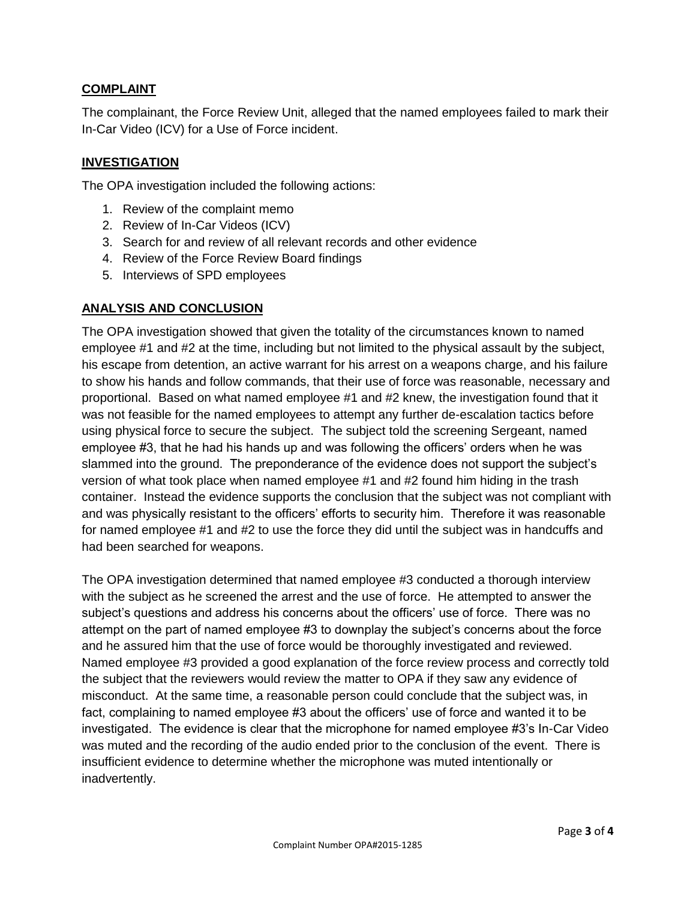## COMPLAINT

The complainant, the Force Review Unit, alleged that the named employees failed to mark their In-Car Video (ICV) for a Use of Force incident.

## INVESTIGATION

The OPA investigation included the following actions:

1. Review of the complaint memo
2. Review of In-Car Videos (ICV)
3. Search for and review of all relevant records and other evidence
4. Review of the Force Review Board findings
5. Interviews of SPD employees

## ANALYSIS AND CONCLUSION

The OPA investigation showed that given the totality of the circumstances known to named employee #1 and #2 at the time, including but not limited to the physical assault by the subject, his escape from detention, an active warrant for his arrest on a weapons charge, and his failure to show his hands and follow commands, that their use of force was reasonable, necessary and proportional. Based on what named employee #1 and #2 knew, the investigation found that it was not feasible for the named employees to attempt any further de-escalation tactics before using physical force to secure the subject. The subject told the screening Sergeant, named employee #3, that he had his hands up and was following the officers' orders when he was slammed into the ground. The preponderance of the evidence does not support the subject's version of what took place when named employee #1 and #2 found him hiding in the trash container. Instead the evidence supports the conclusion that the subject was not compliant with and was physically resistant to the officers' efforts to security him. Therefore it was reasonable for named employee #1 and #2 to use the force they did until the subject was in handcuffs and had been searched for weapons.

The OPA investigation determined that named employee #3 conducted a thorough interview with the subject as he screened the arrest and the use of force. He attempted to answer the subject's questions and address his concerns about the officers' use of force. There was no attempt on the part of named employee #3 to downplay the subject's concerns about the force and he assured him that the use of force would be thoroughly investigated and reviewed. Named employee #3 provided a good explanation of the force review process and correctly told the subject that the reviewers would review the matter to OPA if they saw any evidence of misconduct. At the same time, a reasonable person could conclude that the subject was, in fact, complaining to named employee #3 about the officers' use of force and wanted it to be investigated. The evidence is clear that the microphone for named employee #3's In-Car Video was muted and the recording of the audio ended prior to the conclusion of the event. There is insufficient evidence to determine whether the microphone was muted intentionally or inadvertently.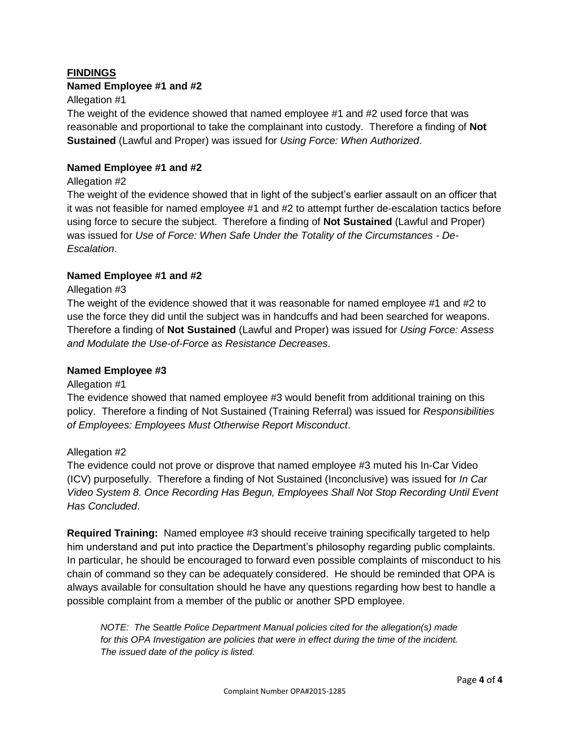## FINDINGS

**Named Employee #1 and #2**

Allegation #1

The weight of the evidence showed that named employee #1 and #2 used force that was reasonable and proportional to take the complainant into custody. Therefore a finding of **Not Sustained** (Lawful and Proper) was issued for *Using Force: When Authorized*.

**Named Employee #1 and #2**

Allegation #2

The weight of the evidence showed that in light of the subject's earlier assault on an officer that it was not feasible for named employee #1 and #2 to attempt further de-escalation tactics before using force to secure the subject. Therefore a finding of **Not Sustained** (Lawful and Proper) was issued for *Use of Force: When Safe Under the Totality of the Circumstances - De-Escalation*.

**Named Employee #1 and #2**

Allegation #3

The weight of the evidence showed that it was reasonable for named employee #1 and #2 to use the force they did until the subject was in handcuffs and had been searched for weapons. Therefore a finding of **Not Sustained** (Lawful and Proper) was issued for *Using Force: Assess and Modulate the Use-of-Force as Resistance Decreases*.

**Named Employee #3**

Allegation #1

The evidence showed that named employee #3 would benefit from additional training on this policy. Therefore a finding of Not Sustained (Training Referral) was issued for *Responsibilities of Employees: Employees Must Otherwise Report Misconduct*.

Allegation #2

The evidence could not prove or disprove that named employee #3 muted his In-Car Video (ICV) purposefully. Therefore a finding of Not Sustained (Inconclusive) was issued for *In Car Video System 8. Once Recording Has Begun, Employees Shall Not Stop Recording Until Event Has Concluded*.

**Required Training:** Named employee #3 should receive training specifically targeted to help him understand and put into practice the Department's philosophy regarding public complaints. In particular, he should be encouraged to forward even possible complaints of misconduct to his chain of command so they can be adequately considered. He should be reminded that OPA is always available for consultation should he have any questions regarding how best to handle a possible complaint from a member of the public or another SPD employee.

*NOTE: The Seattle Police Department Manual policies cited for the allegation(s) made for this OPA Investigation are policies that were in effect during the time of the incident. The issued date of the policy is listed.*